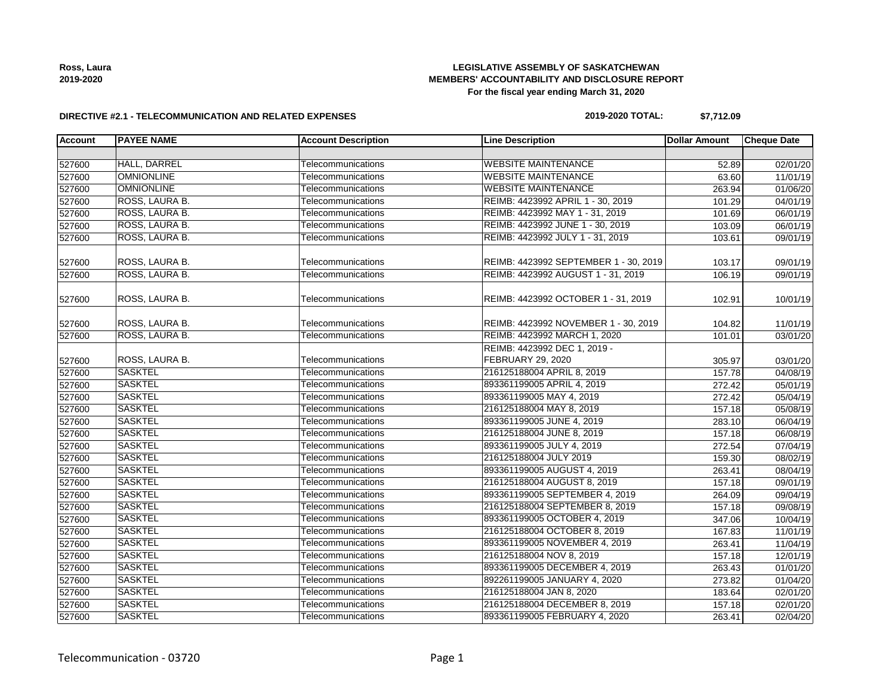**Ross, Laura**
**2019-2020**

# LEGISLATIVE ASSEMBLY OF SASKATCHEWAN
## MEMBERS' ACCOUNTABILITY AND DISCLOSURE REPORT
**For the fiscal year ending March 31, 2020**

**DIRECTIVE #2.1 - TELECOMMUNICATION AND RELATED EXPENSES** **2019-2020 TOTAL: $7,712.09**

| Account | PAYEE NAME | Account Description | Line Description | Dollar Amount | Cheque Date |
|---|---|---|---|---|---|
| | | | | | |
| 527600 | HALL, DARREL | Telecommunications | WEBSITE MAINTENANCE | 52.89 | 02/01/20 |
| 527600 | OMNIONLINE | Telecommunications | WEBSITE MAINTENANCE | 63.60 | 11/01/19 |
| 527600 | OMNIONLINE | Telecommunications | WEBSITE MAINTENANCE | 263.94 | 01/06/20 |
| 527600 | ROSS, LAURA B. | Telecommunications | REIMB: 4423992 APRIL 1 - 30, 2019 | 101.29 | 04/01/19 |
| 527600 | ROSS, LAURA B. | Telecommunications | REIMB: 4423992 MAY 1 - 31, 2019 | 101.69 | 06/01/19 |
| 527600 | ROSS, LAURA B. | Telecommunications | REIMB: 4423992 JUNE 1 - 30, 2019 | 103.09 | 06/01/19 |
| 527600 | ROSS, LAURA B. | Telecommunications | REIMB: 4423992 JULY 1 - 31, 2019 | 103.61 | 09/01/19 |
| 527600 | ROSS, LAURA B. | Telecommunications | REIMB: 4423992 SEPTEMBER 1 - 30, 2019 | 103.17 | 09/01/19 |
| 527600 | ROSS, LAURA B. | Telecommunications | REIMB: 4423992 AUGUST 1 - 31, 2019 | 106.19 | 09/01/19 |
| 527600 | ROSS, LAURA B. | Telecommunications | REIMB: 4423992 OCTOBER 1 - 31, 2019 | 102.91 | 10/01/19 |
| 527600 | ROSS, LAURA B. | Telecommunications | REIMB: 4423992 NOVEMBER 1 - 30, 2019 | 104.82 | 11/01/19 |
| 527600 | ROSS, LAURA B. | Telecommunications | REIMB: 4423992 MARCH 1, 2020 | 101.01 | 03/01/20 |
| 527600 | ROSS, LAURA B. | Telecommunications | REIMB: 4423992 DEC 1, 2019 - FEBRUARY 29, 2020 | 305.97 | 03/01/20 |
| 527600 | SASKTEL | Telecommunications | 216125188004 APRIL 8, 2019 | 157.78 | 04/08/19 |
| 527600 | SASKTEL | Telecommunications | 893361199005 APRIL 4, 2019 | 272.42 | 05/01/19 |
| 527600 | SASKTEL | Telecommunications | 893361199005 MAY 4, 2019 | 272.42 | 05/04/19 |
| 527600 | SASKTEL | Telecommunications | 216125188004 MAY 8, 2019 | 157.18 | 05/08/19 |
| 527600 | SASKTEL | Telecommunications | 893361199005 JUNE 4, 2019 | 283.10 | 06/04/19 |
| 527600 | SASKTEL | Telecommunications | 216125188004 JUNE 8, 2019 | 157.18 | 06/08/19 |
| 527600 | SASKTEL | Telecommunications | 893361199005 JULY 4, 2019 | 272.54 | 07/04/19 |
| 527600 | SASKTEL | Telecommunications | 216125188004 JULY 2019 | 159.30 | 08/02/19 |
| 527600 | SASKTEL | Telecommunications | 893361199005 AUGUST 4, 2019 | 263.41 | 08/04/19 |
| 527600 | SASKTEL | Telecommunications | 216125188004 AUGUST 8, 2019 | 157.18 | 09/01/19 |
| 527600 | SASKTEL | Telecommunications | 893361199005 SEPTEMBER 4, 2019 | 264.09 | 09/04/19 |
| 527600 | SASKTEL | Telecommunications | 216125188004 SEPTEMBER 8, 2019 | 157.18 | 09/08/19 |
| 527600 | SASKTEL | Telecommunications | 893361199005 OCTOBER 4, 2019 | 347.06 | 10/04/19 |
| 527600 | SASKTEL | Telecommunications | 216125188004 OCTOBER 8, 2019 | 167.83 | 11/01/19 |
| 527600 | SASKTEL | Telecommunications | 893361199005 NOVEMBER 4, 2019 | 263.41 | 11/04/19 |
| 527600 | SASKTEL | Telecommunications | 216125188004 NOV 8, 2019 | 157.18 | 12/01/19 |
| 527600 | SASKTEL | Telecommunications | 893361199005 DECEMBER 4, 2019 | 263.43 | 01/01/20 |
| 527600 | SASKTEL | Telecommunications | 892261199005 JANUARY 4, 2020 | 273.82 | 01/04/20 |
| 527600 | SASKTEL | Telecommunications | 216125188004 JAN 8, 2020 | 183.64 | 02/01/20 |
| 527600 | SASKTEL | Telecommunications | 216125188004 DECEMBER 8, 2019 | 157.18 | 02/01/20 |
| 527600 | SASKTEL | Telecommunications | 893361199005 FEBRUARY 4, 2020 | 263.41 | 02/04/20 |

Telecommunication - 03720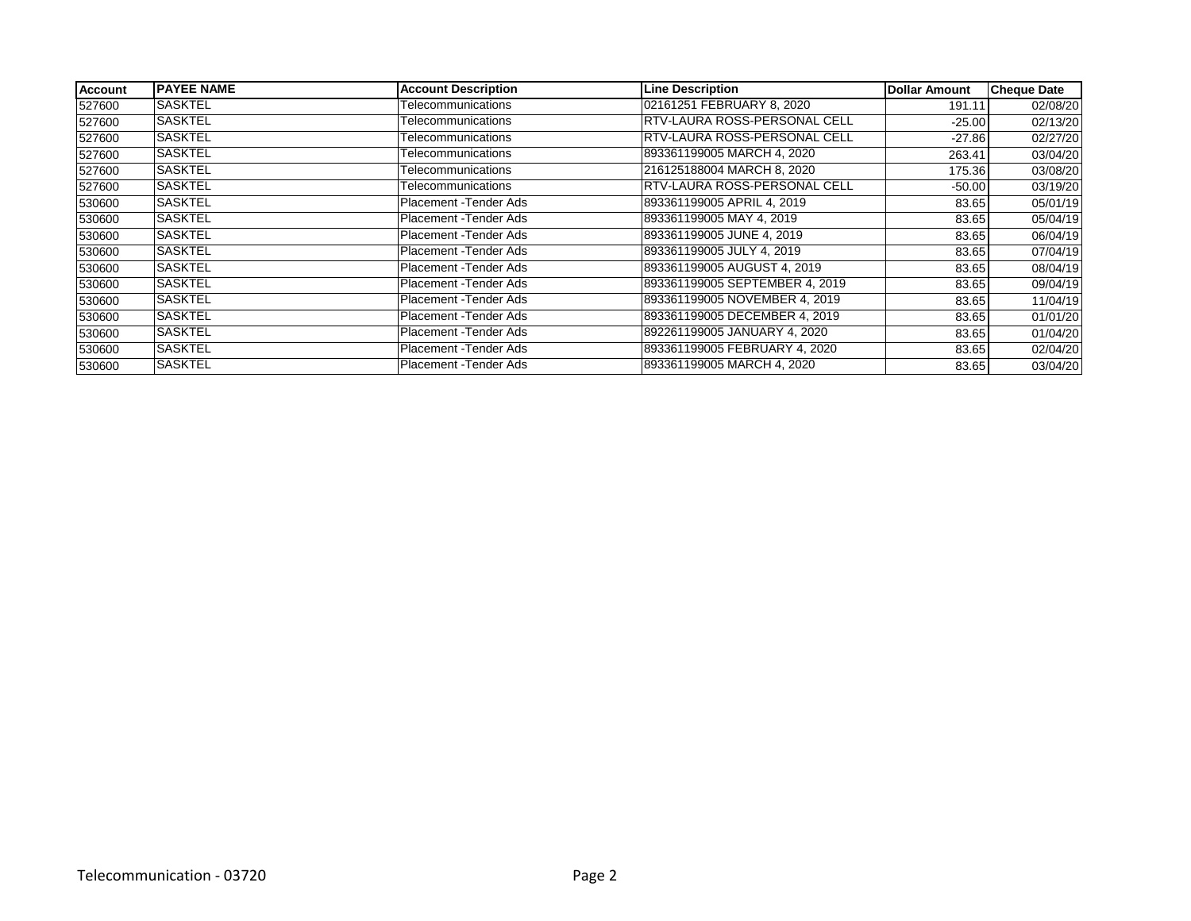| Account | PAYEE NAME | Account Description | Line Description | Dollar Amount | Cheque Date |
|---|---|---|---|---|---|
| 527600 | SASKTEL | Telecommunications | 02161251 FEBRUARY 8, 2020 | 191.11 | 02/08/20 |
| 527600 | SASKTEL | Telecommunications | RTV-LAURA ROSS-PERSONAL CELL | -25.00 | 02/13/20 |
| 527600 | SASKTEL | Telecommunications | RTV-LAURA ROSS-PERSONAL CELL | -27.86 | 02/27/20 |
| 527600 | SASKTEL | Telecommunications | 893361199005 MARCH 4, 2020 | 263.41 | 03/04/20 |
| 527600 | SASKTEL | Telecommunications | 216125188004 MARCH 8, 2020 | 175.36 | 03/08/20 |
| 527600 | SASKTEL | Telecommunications | RTV-LAURA ROSS-PERSONAL CELL | -50.00 | 03/19/20 |
| 530600 | SASKTEL | Placement -Tender Ads | 893361199005 APRIL 4, 2019 | 83.65 | 05/01/19 |
| 530600 | SASKTEL | Placement -Tender Ads | 893361199005 MAY 4, 2019 | 83.65 | 05/04/19 |
| 530600 | SASKTEL | Placement -Tender Ads | 893361199005 JUNE 4, 2019 | 83.65 | 06/04/19 |
| 530600 | SASKTEL | Placement -Tender Ads | 893361199005 JULY 4, 2019 | 83.65 | 07/04/19 |
| 530600 | SASKTEL | Placement -Tender Ads | 893361199005 AUGUST 4, 2019 | 83.65 | 08/04/19 |
| 530600 | SASKTEL | Placement -Tender Ads | 893361199005 SEPTEMBER 4, 2019 | 83.65 | 09/04/19 |
| 530600 | SASKTEL | Placement -Tender Ads | 893361199005 NOVEMBER 4, 2019 | 83.65 | 11/04/19 |
| 530600 | SASKTEL | Placement -Tender Ads | 893361199005 DECEMBER 4, 2019 | 83.65 | 01/01/20 |
| 530600 | SASKTEL | Placement -Tender Ads | 892261199005 JANUARY 4, 2020 | 83.65 | 01/04/20 |
| 530600 | SASKTEL | Placement -Tender Ads | 893361199005 FEBRUARY 4, 2020 | 83.65 | 02/04/20 |
| 530600 | SASKTEL | Placement -Tender Ads | 893361199005 MARCH 4, 2020 | 83.65 | 03/04/20 |

Telecommunication - 03720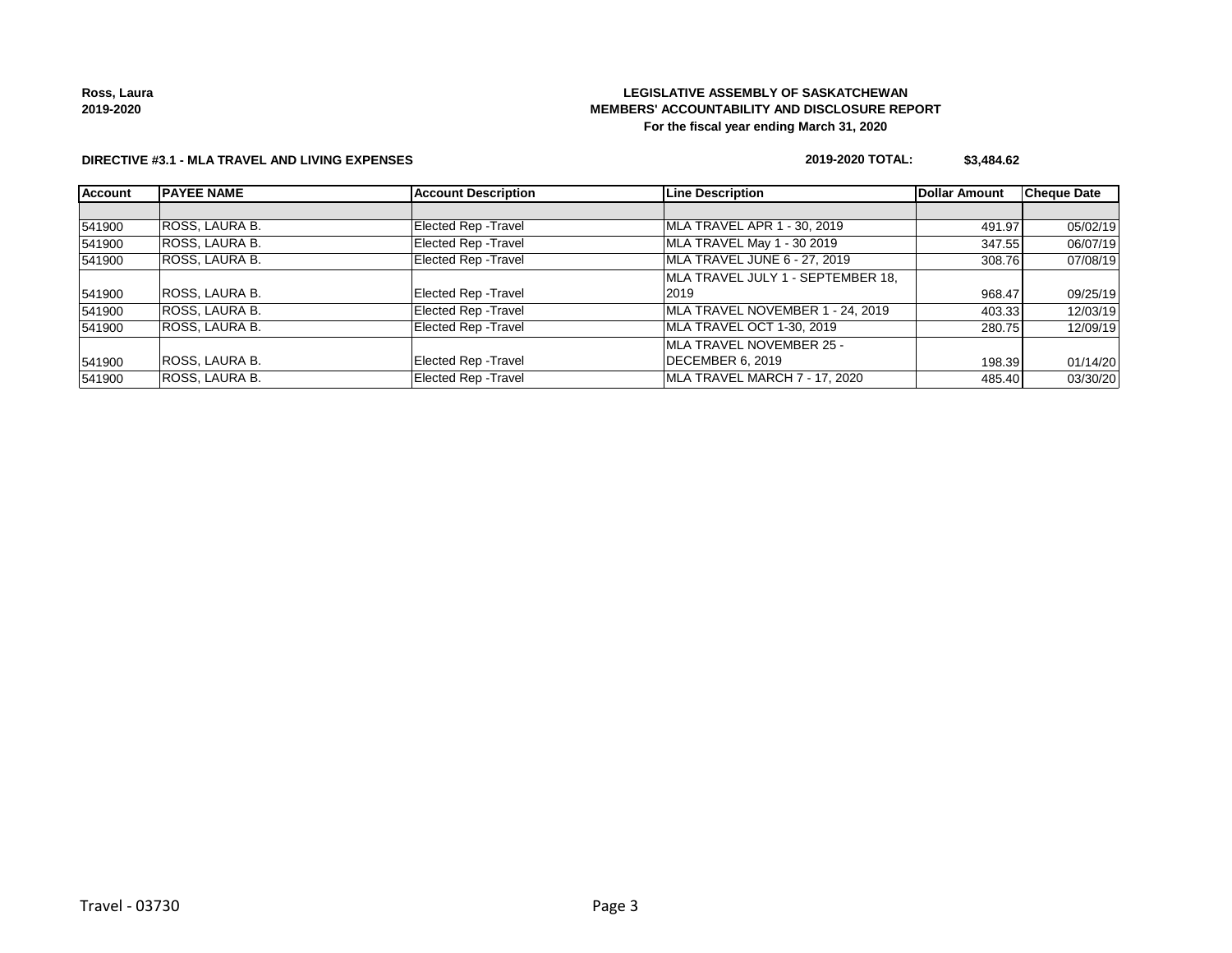Ross, Laura
2019-2020

**LEGISLATIVE ASSEMBLY OF SASKATCHEWAN**
**MEMBERS' ACCOUNTABILITY AND DISCLOSURE REPORT**
**For the fiscal year ending March 31, 2020**

**DIRECTIVE #3.1 - MLA TRAVEL AND LIVING EXPENSES**

**2019-2020 TOTAL: $3,484.62**

| Account | PAYEE NAME | Account Description | Line Description | Dollar Amount | Cheque Date |
|---|---|---|---|---|---|
| | | | | | |
| 541900 | ROSS, LAURA B. | Elected Rep -Travel | MLA TRAVEL APR 1 - 30, 2019 | 491.97 | 05/02/19 |
| 541900 | ROSS, LAURA B. | Elected Rep -Travel | MLA TRAVEL May 1 - 30 2019 | 347.55 | 06/07/19 |
| 541900 | ROSS, LAURA B. | Elected Rep -Travel | MLA TRAVEL JUNE 6 - 27, 2019 | 308.76 | 07/08/19 |
| 541900 | ROSS, LAURA B. | Elected Rep -Travel | MLA TRAVEL JULY 1 - SEPTEMBER 18, 2019 | 968.47 | 09/25/19 |
| 541900 | ROSS, LAURA B. | Elected Rep -Travel | MLA TRAVEL NOVEMBER 1 - 24, 2019 | 403.33 | 12/03/19 |
| 541900 | ROSS, LAURA B. | Elected Rep -Travel | MLA TRAVEL OCT 1-30, 2019 | 280.75 | 12/09/19 |
| 541900 | ROSS, LAURA B. | Elected Rep -Travel | MLA TRAVEL NOVEMBER 25 - DECEMBER 6, 2019 | 198.39 | 01/14/20 |
| 541900 | ROSS, LAURA B. | Elected Rep -Travel | MLA TRAVEL MARCH 7 - 17, 2020 | 485.40 | 03/30/20 |

Travel - 03730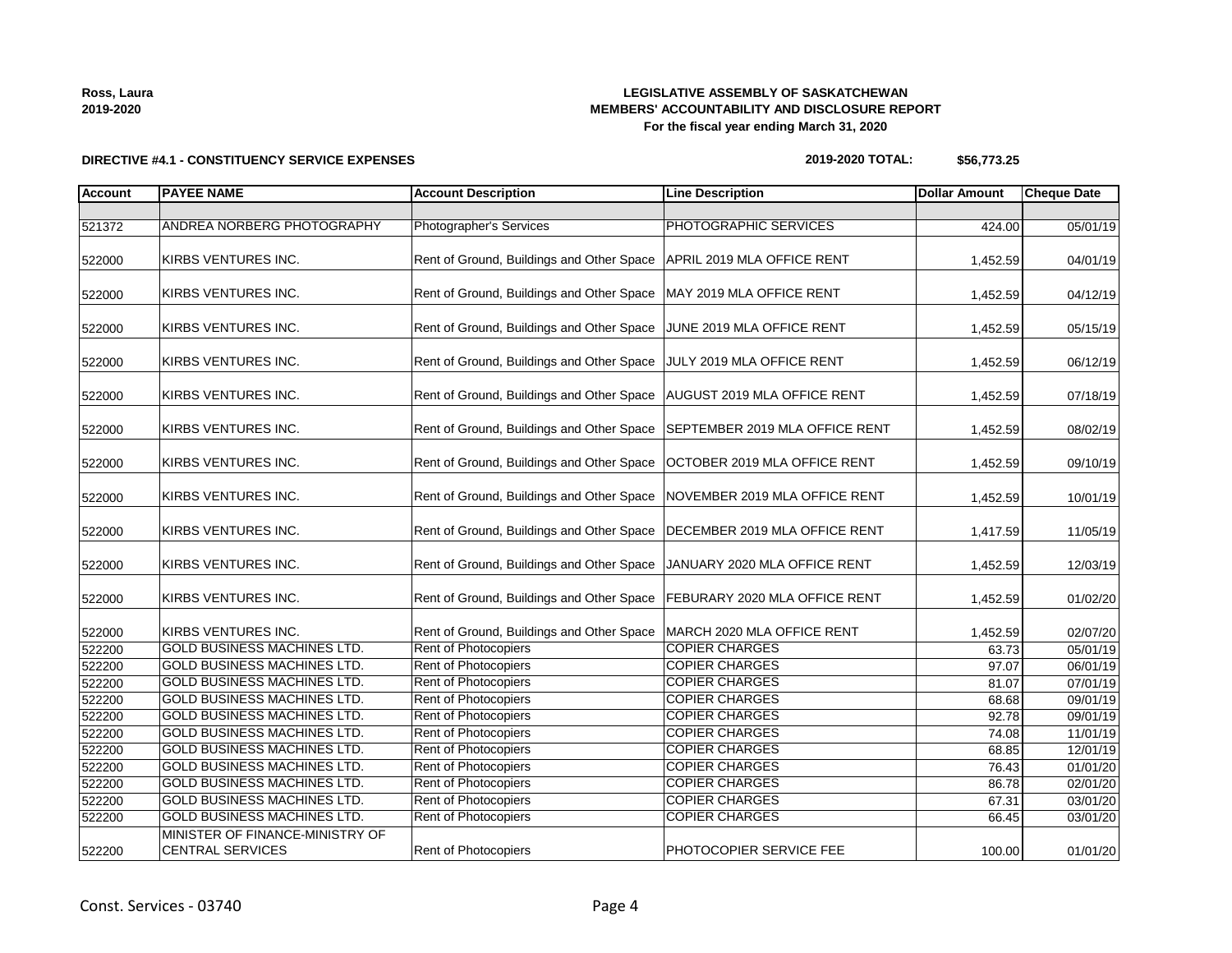**LEGISLATIVE ASSEMBLY OF SASKATCHEWAN**
**MEMBERS' ACCOUNTABILITY AND DISCLOSURE REPORT**
**For the fiscal year ending March 31, 2020**

**Ross, Laura**
**2019-2020**

**DIRECTIVE #4.1 - CONSTITUENCY SERVICE EXPENSES**

**2019-2020 TOTAL: $56,773.25**

| Account | PAYEE NAME | Account Description | Line Description | Dollar Amount | Cheque Date |
|---|---|---|---|---|---|
| | | | | | |
| 521372 | ANDREA NORBERG PHOTOGRAPHY | Photographer's Services | PHOTOGRAPHIC SERVICES | 424.00 | 05/01/19 |
| 522000 | KIRBS VENTURES INC. | Rent of Ground, Buildings and Other Space | APRIL 2019 MLA OFFICE RENT | 1,452.59 | 04/01/19 |
| 522000 | KIRBS VENTURES INC. | Rent of Ground, Buildings and Other Space | MAY 2019 MLA OFFICE RENT | 1,452.59 | 04/12/19 |
| 522000 | KIRBS VENTURES INC. | Rent of Ground, Buildings and Other Space | JUNE 2019 MLA OFFICE RENT | 1,452.59 | 05/15/19 |
| 522000 | KIRBS VENTURES INC. | Rent of Ground, Buildings and Other Space | JULY 2019 MLA OFFICE RENT | 1,452.59 | 06/12/19 |
| 522000 | KIRBS VENTURES INC. | Rent of Ground, Buildings and Other Space | AUGUST 2019 MLA OFFICE RENT | 1,452.59 | 07/18/19 |
| 522000 | KIRBS VENTURES INC. | Rent of Ground, Buildings and Other Space | SEPTEMBER 2019 MLA OFFICE RENT | 1,452.59 | 08/02/19 |
| 522000 | KIRBS VENTURES INC. | Rent of Ground, Buildings and Other Space | OCTOBER 2019 MLA OFFICE RENT | 1,452.59 | 09/10/19 |
| 522000 | KIRBS VENTURES INC. | Rent of Ground, Buildings and Other Space | NOVEMBER 2019 MLA OFFICE RENT | 1,452.59 | 10/01/19 |
| 522000 | KIRBS VENTURES INC. | Rent of Ground, Buildings and Other Space | DECEMBER 2019 MLA OFFICE RENT | 1,417.59 | 11/05/19 |
| 522000 | KIRBS VENTURES INC. | Rent of Ground, Buildings and Other Space | JANUARY 2020 MLA OFFICE RENT | 1,452.59 | 12/03/19 |
| 522000 | KIRBS VENTURES INC. | Rent of Ground, Buildings and Other Space | FEBURARY 2020 MLA OFFICE RENT | 1,452.59 | 01/02/20 |
| 522000 | KIRBS VENTURES INC. | Rent of Ground, Buildings and Other Space | MARCH 2020 MLA OFFICE RENT | 1,452.59 | 02/07/20 |
| 522200 | GOLD BUSINESS MACHINES LTD. | Rent of Photocopiers | COPIER CHARGES | 63.73 | 05/01/19 |
| 522200 | GOLD BUSINESS MACHINES LTD. | Rent of Photocopiers | COPIER CHARGES | 97.07 | 06/01/19 |
| 522200 | GOLD BUSINESS MACHINES LTD. | Rent of Photocopiers | COPIER CHARGES | 81.07 | 07/01/19 |
| 522200 | GOLD BUSINESS MACHINES LTD. | Rent of Photocopiers | COPIER CHARGES | 68.68 | 09/01/19 |
| 522200 | GOLD BUSINESS MACHINES LTD. | Rent of Photocopiers | COPIER CHARGES | 92.78 | 09/01/19 |
| 522200 | GOLD BUSINESS MACHINES LTD. | Rent of Photocopiers | COPIER CHARGES | 74.08 | 11/01/19 |
| 522200 | GOLD BUSINESS MACHINES LTD. | Rent of Photocopiers | COPIER CHARGES | 68.85 | 12/01/19 |
| 522200 | GOLD BUSINESS MACHINES LTD. | Rent of Photocopiers | COPIER CHARGES | 76.43 | 01/01/20 |
| 522200 | GOLD BUSINESS MACHINES LTD. | Rent of Photocopiers | COPIER CHARGES | 86.78 | 02/01/20 |
| 522200 | GOLD BUSINESS MACHINES LTD. | Rent of Photocopiers | COPIER CHARGES | 67.31 | 03/01/20 |
| 522200 | GOLD BUSINESS MACHINES LTD. | Rent of Photocopiers | COPIER CHARGES | 66.45 | 03/01/20 |
| 522200 | MINISTER OF FINANCE-MINISTRY OF CENTRAL SERVICES | Rent of Photocopiers | PHOTOCOPIER SERVICE FEE | 100.00 | 01/01/20 |

Const. Services - 03740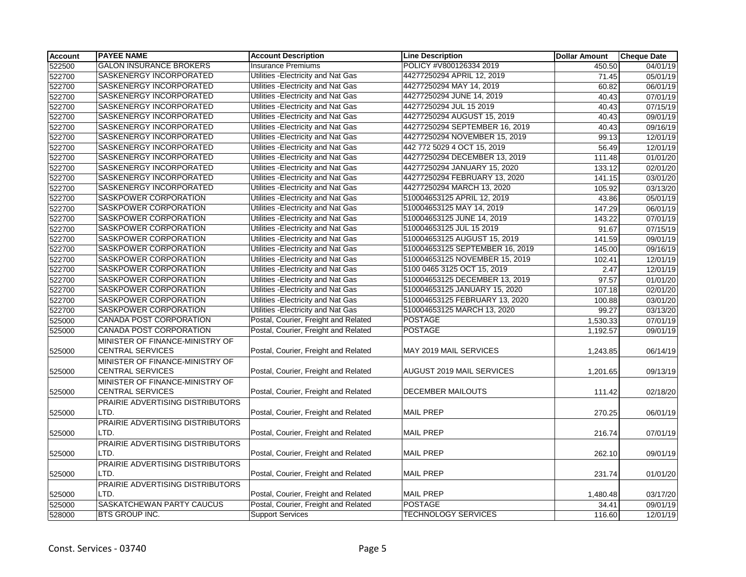| Account | PAYEE NAME | Account Description | Line Description | Dollar Amount | Cheque Date |
|---|---|---|---|---|---|
| 522500 | GALON INSURANCE BROKERS | Insurance Premiums | POLICY #V800126334 2019 | 450.50 | 04/01/19 |
| 522700 | SASKENERGY INCORPORATED | Utilities -Electricity and Nat Gas | 44277250294 APRIL 12, 2019 | 71.45 | 05/01/19 |
| 522700 | SASKENERGY INCORPORATED | Utilities -Electricity and Nat Gas | 44277250294 MAY 14, 2019 | 60.82 | 06/01/19 |
| 522700 | SASKENERGY INCORPORATED | Utilities -Electricity and Nat Gas | 44277250294 JUNE 14, 2019 | 40.43 | 07/01/19 |
| 522700 | SASKENERGY INCORPORATED | Utilities -Electricity and Nat Gas | 44277250294 JUL 15 2019 | 40.43 | 07/15/19 |
| 522700 | SASKENERGY INCORPORATED | Utilities -Electricity and Nat Gas | 44277250294 AUGUST 15, 2019 | 40.43 | 09/01/19 |
| 522700 | SASKENERGY INCORPORATED | Utilities -Electricity and Nat Gas | 44277250294 SEPTEMBER 16, 2019 | 40.43 | 09/16/19 |
| 522700 | SASKENERGY INCORPORATED | Utilities -Electricity and Nat Gas | 44277250294 NOVEMBER 15, 2019 | 99.13 | 12/01/19 |
| 522700 | SASKENERGY INCORPORATED | Utilities -Electricity and Nat Gas | 442 772 5029 4 OCT 15, 2019 | 56.49 | 12/01/19 |
| 522700 | SASKENERGY INCORPORATED | Utilities -Electricity and Nat Gas | 44277250294 DECEMBER 13, 2019 | 111.48 | 01/01/20 |
| 522700 | SASKENERGY INCORPORATED | Utilities -Electricity and Nat Gas | 44277250294 JANUARY 15, 2020 | 133.12 | 02/01/20 |
| 522700 | SASKENERGY INCORPORATED | Utilities -Electricity and Nat Gas | 44277250294 FEBRUARY 13, 2020 | 141.15 | 03/01/20 |
| 522700 | SASKENERGY INCORPORATED | Utilities -Electricity and Nat Gas | 44277250294 MARCH 13, 2020 | 105.92 | 03/13/20 |
| 522700 | SASKPOWER CORPORATION | Utilities -Electricity and Nat Gas | 510004653125 APRIL 12, 2019 | 43.86 | 05/01/19 |
| 522700 | SASKPOWER CORPORATION | Utilities -Electricity and Nat Gas | 510004653125 MAY 14, 2019 | 147.29 | 06/01/19 |
| 522700 | SASKPOWER CORPORATION | Utilities -Electricity and Nat Gas | 510004653125 JUNE 14, 2019 | 143.22 | 07/01/19 |
| 522700 | SASKPOWER CORPORATION | Utilities -Electricity and Nat Gas | 510004653125 JUL 15 2019 | 91.67 | 07/15/19 |
| 522700 | SASKPOWER CORPORATION | Utilities -Electricity and Nat Gas | 510004653125 AUGUST 15, 2019 | 141.59 | 09/01/19 |
| 522700 | SASKPOWER CORPORATION | Utilities -Electricity and Nat Gas | 510004653125 SEPTEMBER 16, 2019 | 145.00 | 09/16/19 |
| 522700 | SASKPOWER CORPORATION | Utilities -Electricity and Nat Gas | 510004653125 NOVEMBER 15, 2019 | 102.41 | 12/01/19 |
| 522700 | SASKPOWER CORPORATION | Utilities -Electricity and Nat Gas | 5100 0465 3125 OCT 15, 2019 | 2.47 | 12/01/19 |
| 522700 | SASKPOWER CORPORATION | Utilities -Electricity and Nat Gas | 510004653125 DECEMBER 13, 2019 | 97.57 | 01/01/20 |
| 522700 | SASKPOWER CORPORATION | Utilities -Electricity and Nat Gas | 510004653125 JANUARY 15, 2020 | 107.18 | 02/01/20 |
| 522700 | SASKPOWER CORPORATION | Utilities -Electricity and Nat Gas | 510004653125 FEBRUARY 13, 2020 | 100.88 | 03/01/20 |
| 522700 | SASKPOWER CORPORATION | Utilities -Electricity and Nat Gas | 510004653125 MARCH 13, 2020 | 99.27 | 03/13/20 |
| 525000 | CANADA POST CORPORATION | Postal, Courier, Freight and Related | POSTAGE | 1,530.33 | 07/01/19 |
| 525000 | CANADA POST CORPORATION | Postal, Courier, Freight and Related | POSTAGE | 1,192.57 | 09/01/19 |
| 525000 | MINISTER OF FINANCE-MINISTRY OF CENTRAL SERVICES | Postal, Courier, Freight and Related | MAY 2019 MAIL SERVICES | 1,243.85 | 06/14/19 |
| 525000 | MINISTER OF FINANCE-MINISTRY OF CENTRAL SERVICES | Postal, Courier, Freight and Related | AUGUST 2019 MAIL SERVICES | 1,201.65 | 09/13/19 |
| 525000 | MINISTER OF FINANCE-MINISTRY OF CENTRAL SERVICES | Postal, Courier, Freight and Related | DECEMBER MAILOUTS | 111.42 | 02/18/20 |
| 525000 | PRAIRIE ADVERTISING DISTRIBUTORS LTD. | Postal, Courier, Freight and Related | MAIL PREP | 270.25 | 06/01/19 |
| 525000 | PRAIRIE ADVERTISING DISTRIBUTORS LTD. | Postal, Courier, Freight and Related | MAIL PREP | 216.74 | 07/01/19 |
| 525000 | PRAIRIE ADVERTISING DISTRIBUTORS LTD. | Postal, Courier, Freight and Related | MAIL PREP | 262.10 | 09/01/19 |
| 525000 | PRAIRIE ADVERTISING DISTRIBUTORS LTD. | Postal, Courier, Freight and Related | MAIL PREP | 231.74 | 01/01/20 |
| 525000 | PRAIRIE ADVERTISING DISTRIBUTORS LTD. | Postal, Courier, Freight and Related | MAIL PREP | 1,480.48 | 03/17/20 |
| 525000 | SASKATCHEWAN PARTY CAUCUS | Postal, Courier, Freight and Related | POSTAGE | 34.41 | 09/01/19 |
| 528000 | BTS GROUP INC. | Support Services | TECHNOLOGY SERVICES | 116.60 | 12/01/19 |

Const. Services - 03740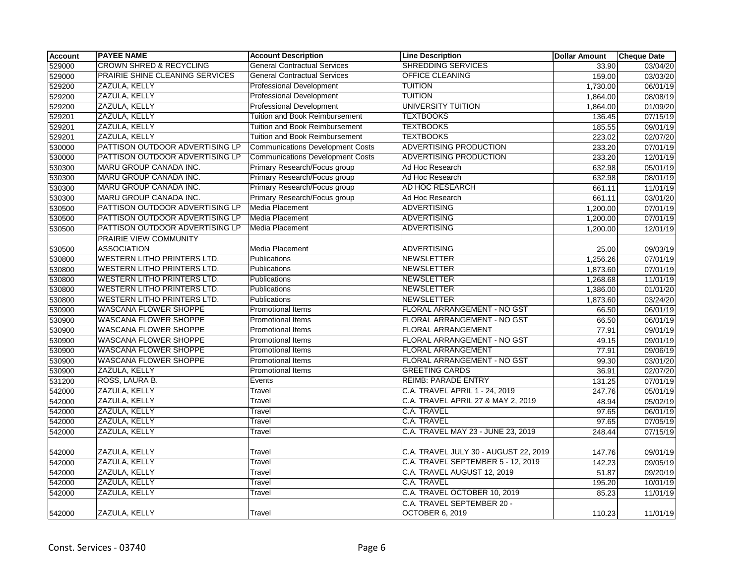| Account | PAYEE NAME | Account Description | Line Description | Dollar Amount | Cheque Date |
|---|---|---|---|---|---|
| 529000 | CROWN SHRED & RECYCLING | General Contractual Services | SHREDDING SERVICES | 33.90 | 03/04/20 |
| 529000 | PRAIRIE SHINE CLEANING SERVICES | General Contractual Services | OFFICE CLEANING | 159.00 | 03/03/20 |
| 529200 | ZAZULA, KELLY | Professional Development | TUITION | 1,730.00 | 06/01/19 |
| 529200 | ZAZULA, KELLY | Professional Development | TUITION | 1,864.00 | 08/08/19 |
| 529200 | ZAZULA, KELLY | Professional Development | UNIVERSITY TUITION | 1,864.00 | 01/09/20 |
| 529201 | ZAZULA, KELLY | Tuition and Book Reimbursement | TEXTBOOKS | 136.45 | 07/15/19 |
| 529201 | ZAZULA, KELLY | Tuition and Book Reimbursement | TEXTBOOKS | 185.55 | 09/01/19 |
| 529201 | ZAZULA, KELLY | Tuition and Book Reimbursement | TEXTBOOKS | 223.02 | 02/07/20 |
| 530000 | PATTISON OUTDOOR ADVERTISING LP | Communications Development Costs | ADVERTISING PRODUCTION | 233.20 | 07/01/19 |
| 530000 | PATTISON OUTDOOR ADVERTISING LP | Communications Development Costs | ADVERTISING PRODUCTION | 233.20 | 12/01/19 |
| 530300 | MARU GROUP CANADA INC. | Primary Research/Focus group | Ad Hoc Research | 632.98 | 05/01/19 |
| 530300 | MARU GROUP CANADA INC. | Primary Research/Focus group | Ad Hoc Research | 632.98 | 08/01/19 |
| 530300 | MARU GROUP CANADA INC. | Primary Research/Focus group | AD HOC RESEARCH | 661.11 | 11/01/19 |
| 530300 | MARU GROUP CANADA INC. | Primary Research/Focus group | Ad Hoc Research | 661.11 | 03/01/20 |
| 530500 | PATTISON OUTDOOR ADVERTISING LP | Media Placement | ADVERTISING | 1,200.00 | 07/01/19 |
| 530500 | PATTISON OUTDOOR ADVERTISING LP | Media Placement | ADVERTISING | 1,200.00 | 07/01/19 |
| 530500 | PATTISON OUTDOOR ADVERTISING LP | Media Placement | ADVERTISING | 1,200.00 | 12/01/19 |
| 530500 | PRAIRIE VIEW COMMUNITY ASSOCIATION | Media Placement | ADVERTISING | 25.00 | 09/03/19 |
| 530800 | WESTERN LITHO PRINTERS LTD. | Publications | NEWSLETTER | 1,256.26 | 07/01/19 |
| 530800 | WESTERN LITHO PRINTERS LTD. | Publications | NEWSLETTER | 1,873.60 | 07/01/19 |
| 530800 | WESTERN LITHO PRINTERS LTD. | Publications | NEWSLETTER | 1,268.68 | 11/01/19 |
| 530800 | WESTERN LITHO PRINTERS LTD. | Publications | NEWSLETTER | 1,386.00 | 01/01/20 |
| 530800 | WESTERN LITHO PRINTERS LTD. | Publications | NEWSLETTER | 1,873.60 | 03/24/20 |
| 530900 | WASCANA FLOWER SHOPPE | Promotional Items | FLORAL ARRANGEMENT - NO GST | 66.50 | 06/01/19 |
| 530900 | WASCANA FLOWER SHOPPE | Promotional Items | FLORAL ARRANGEMENT - NO GST | 66.50 | 06/01/19 |
| 530900 | WASCANA FLOWER SHOPPE | Promotional Items | FLORAL ARRANGEMENT | 77.91 | 09/01/19 |
| 530900 | WASCANA FLOWER SHOPPE | Promotional Items | FLORAL ARRANGEMENT - NO GST | 49.15 | 09/01/19 |
| 530900 | WASCANA FLOWER SHOPPE | Promotional Items | FLORAL ARRANGEMENT | 77.91 | 09/06/19 |
| 530900 | WASCANA FLOWER SHOPPE | Promotional Items | FLORAL ARRANGEMENT - NO GST | 99.30 | 03/01/20 |
| 530900 | ZAZULA, KELLY | Promotional Items | GREETING CARDS | 36.91 | 02/07/20 |
| 531200 | ROSS, LAURA B. | Events | REIMB: PARADE ENTRY | 131.25 | 07/01/19 |
| 542000 | ZAZULA, KELLY | Travel | C.A. TRAVEL APRIL 1 - 24, 2019 | 247.76 | 05/01/19 |
| 542000 | ZAZULA, KELLY | Travel | C.A. TRAVEL APRIL 27 & MAY 2, 2019 | 48.94 | 05/02/19 |
| 542000 | ZAZULA, KELLY | Travel | C.A. TRAVEL | 97.65 | 06/01/19 |
| 542000 | ZAZULA, KELLY | Travel | C.A. TRAVEL | 97.65 | 07/05/19 |
| 542000 | ZAZULA, KELLY | Travel | C.A. TRAVEL MAY 23 - JUNE 23, 2019 | 248.44 | 07/15/19 |
| 542000 | ZAZULA, KELLY | Travel | C.A. TRAVEL JULY 30 - AUGUST 22, 2019 | 147.76 | 09/01/19 |
| 542000 | ZAZULA, KELLY | Travel | C.A. TRAVEL SEPTEMBER 5 - 12, 2019 | 142.23 | 09/05/19 |
| 542000 | ZAZULA, KELLY | Travel | C.A. TRAVEL AUGUST 12, 2019 | 51.87 | 09/20/19 |
| 542000 | ZAZULA, KELLY | Travel | C.A. TRAVEL | 195.20 | 10/01/19 |
| 542000 | ZAZULA, KELLY | Travel | C.A. TRAVEL OCTOBER 10, 2019 | 85.23 | 11/01/19 |
| 542000 | ZAZULA, KELLY | Travel | C.A. TRAVEL SEPTEMBER 20 - OCTOBER 6, 2019 | 110.23 | 11/01/19 |

Const. Services - 03740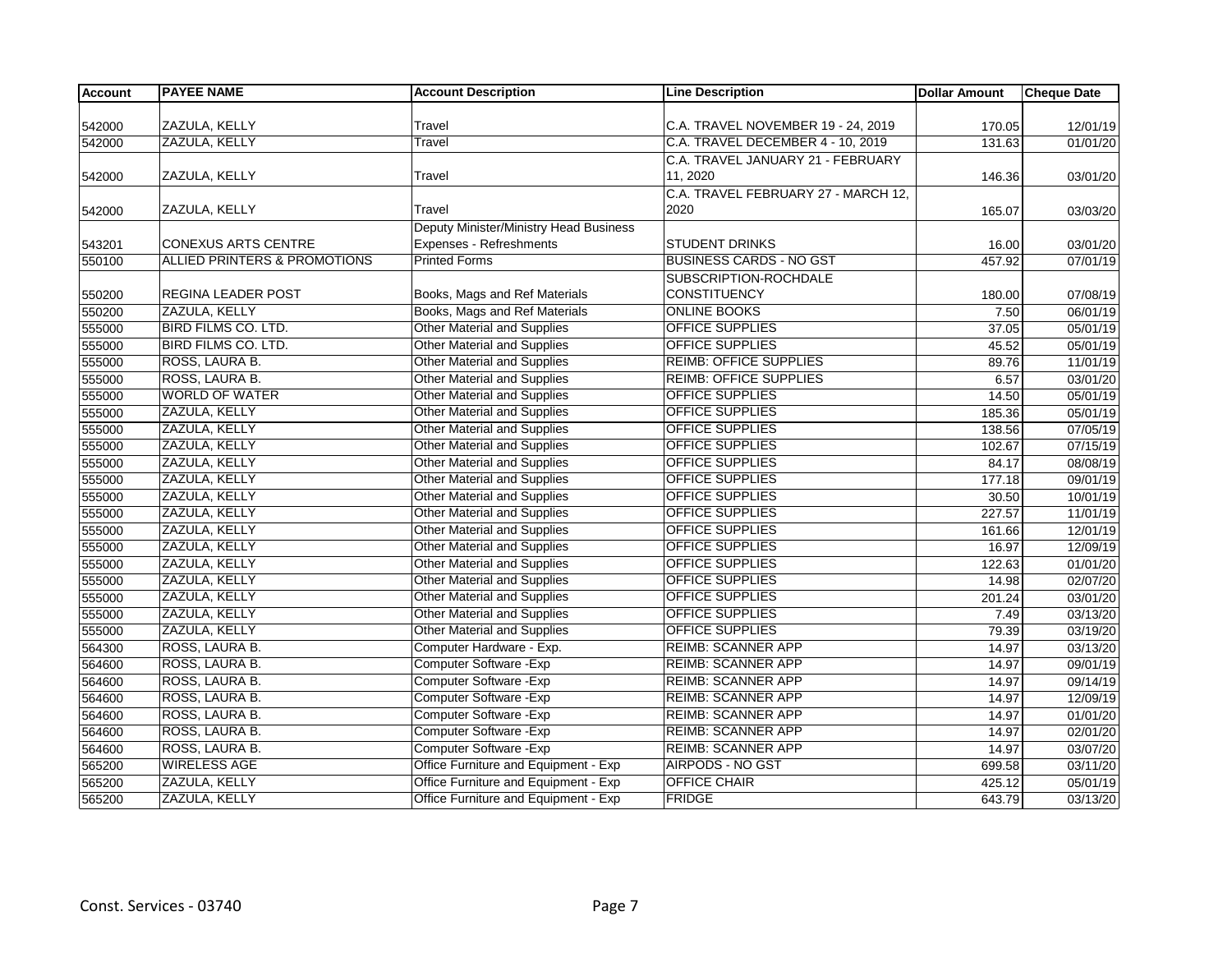| Account | PAYEE NAME | Account Description | Line Description | Dollar Amount | Cheque Date |
|---|---|---|---|---|---|
| 542000 | ZAZULA, KELLY | Travel | C.A. TRAVEL NOVEMBER 19 - 24, 2019 | 170.05 | 12/01/19 |
| 542000 | ZAZULA, KELLY | Travel | C.A. TRAVEL DECEMBER 4 - 10, 2019 | 131.63 | 01/01/20 |
| 542000 | ZAZULA, KELLY | Travel | C.A. TRAVEL JANUARY 21 - FEBRUARY 11, 2020 | 146.36 | 03/01/20 |
| 542000 | ZAZULA, KELLY | Travel | C.A. TRAVEL FEBRUARY 27 - MARCH 12, 2020 | 165.07 | 03/03/20 |
| 543201 | CONEXUS ARTS CENTRE | Deputy Minister/Ministry Head Business Expenses - Refreshments | STUDENT DRINKS | 16.00 | 03/01/20 |
| 550100 | ALLIED PRINTERS & PROMOTIONS | Printed Forms | BUSINESS CARDS - NO GST | 457.92 | 07/01/19 |
| 550200 | REGINA LEADER POST | Books, Mags and Ref Materials | SUBSCRIPTION-ROCHDALE CONSTITUENCY | 180.00 | 07/08/19 |
| 550200 | ZAZULA, KELLY | Books, Mags and Ref Materials | ONLINE BOOKS | 7.50 | 06/01/19 |
| 555000 | BIRD FILMS CO. LTD. | Other Material and Supplies | OFFICE SUPPLIES | 37.05 | 05/01/19 |
| 555000 | BIRD FILMS CO. LTD. | Other Material and Supplies | OFFICE SUPPLIES | 45.52 | 05/01/19 |
| 555000 | ROSS, LAURA B. | Other Material and Supplies | REIMB: OFFICE SUPPLIES | 89.76 | 11/01/19 |
| 555000 | ROSS, LAURA B. | Other Material and Supplies | REIMB: OFFICE SUPPLIES | 6.57 | 03/01/20 |
| 555000 | WORLD OF WATER | Other Material and Supplies | OFFICE SUPPLIES | 14.50 | 05/01/19 |
| 555000 | ZAZULA, KELLY | Other Material and Supplies | OFFICE SUPPLIES | 185.36 | 05/01/19 |
| 555000 | ZAZULA, KELLY | Other Material and Supplies | OFFICE SUPPLIES | 138.56 | 07/05/19 |
| 555000 | ZAZULA, KELLY | Other Material and Supplies | OFFICE SUPPLIES | 102.67 | 07/15/19 |
| 555000 | ZAZULA, KELLY | Other Material and Supplies | OFFICE SUPPLIES | 84.17 | 08/08/19 |
| 555000 | ZAZULA, KELLY | Other Material and Supplies | OFFICE SUPPLIES | 177.18 | 09/01/19 |
| 555000 | ZAZULA, KELLY | Other Material and Supplies | OFFICE SUPPLIES | 30.50 | 10/01/19 |
| 555000 | ZAZULA, KELLY | Other Material and Supplies | OFFICE SUPPLIES | 227.57 | 11/01/19 |
| 555000 | ZAZULA, KELLY | Other Material and Supplies | OFFICE SUPPLIES | 161.66 | 12/01/19 |
| 555000 | ZAZULA, KELLY | Other Material and Supplies | OFFICE SUPPLIES | 16.97 | 12/09/19 |
| 555000 | ZAZULA, KELLY | Other Material and Supplies | OFFICE SUPPLIES | 122.63 | 01/01/20 |
| 555000 | ZAZULA, KELLY | Other Material and Supplies | OFFICE SUPPLIES | 14.98 | 02/07/20 |
| 555000 | ZAZULA, KELLY | Other Material and Supplies | OFFICE SUPPLIES | 201.24 | 03/01/20 |
| 555000 | ZAZULA, KELLY | Other Material and Supplies | OFFICE SUPPLIES | 7.49 | 03/13/20 |
| 555000 | ZAZULA, KELLY | Other Material and Supplies | OFFICE SUPPLIES | 79.39 | 03/19/20 |
| 564300 | ROSS, LAURA B. | Computer Hardware - Exp. | REIMB: SCANNER APP | 14.97 | 03/13/20 |
| 564600 | ROSS, LAURA B. | Computer Software -Exp | REIMB: SCANNER APP | 14.97 | 09/01/19 |
| 564600 | ROSS, LAURA B. | Computer Software -Exp | REIMB: SCANNER APP | 14.97 | 09/14/19 |
| 564600 | ROSS, LAURA B. | Computer Software -Exp | REIMB: SCANNER APP | 14.97 | 12/09/19 |
| 564600 | ROSS, LAURA B. | Computer Software -Exp | REIMB: SCANNER APP | 14.97 | 01/01/20 |
| 564600 | ROSS, LAURA B. | Computer Software -Exp | REIMB: SCANNER APP | 14.97 | 02/01/20 |
| 564600 | ROSS, LAURA B. | Computer Software -Exp | REIMB: SCANNER APP | 14.97 | 03/07/20 |
| 565200 | WIRELESS AGE | Office Furniture and Equipment - Exp | AIRPODS - NO GST | 699.58 | 03/11/20 |
| 565200 | ZAZULA, KELLY | Office Furniture and Equipment - Exp | OFFICE CHAIR | 425.12 | 05/01/19 |
| 565200 | ZAZULA, KELLY | Office Furniture and Equipment - Exp | FRIDGE | 643.79 | 03/13/20 |

Const. Services - 03740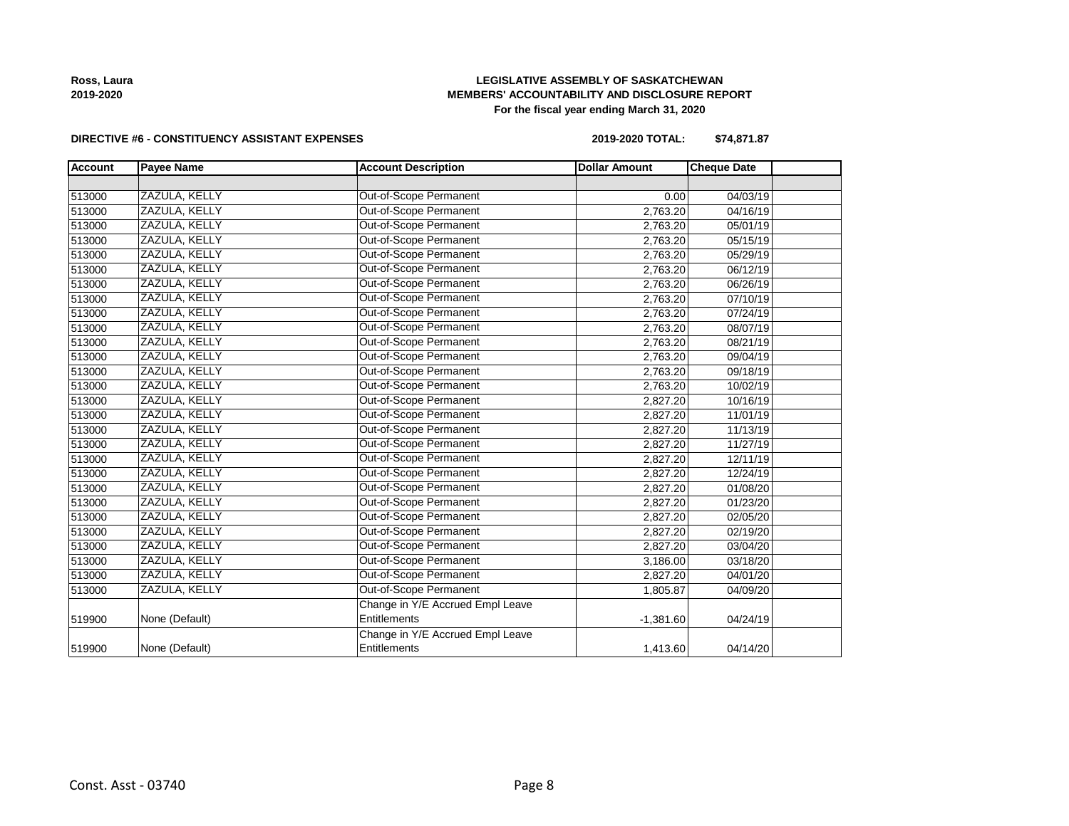**LEGISLATIVE ASSEMBLY OF SASKATCHEWAN**
**MEMBERS' ACCOUNTABILITY AND DISCLOSURE REPORT**
**For the fiscal year ending March 31, 2020**

**Ross, Laura**
**2019-2020**

**DIRECTIVE #6 - CONSTITUENCY ASSISTANT EXPENSES**

**2019-2020 TOTAL: $74,871.87**

| Account | Payee Name | Account Description | Dollar Amount | Cheque Date | |
|---|---|---|---|---|---|
| | | | | | |
| 513000 | ZAZULA, KELLY | Out-of-Scope Permanent | 0.00 | 04/03/19 | |
| 513000 | ZAZULA, KELLY | Out-of-Scope Permanent | 2,763.20 | 04/16/19 | |
| 513000 | ZAZULA, KELLY | Out-of-Scope Permanent | 2,763.20 | 05/01/19 | |
| 513000 | ZAZULA, KELLY | Out-of-Scope Permanent | 2,763.20 | 05/15/19 | |
| 513000 | ZAZULA, KELLY | Out-of-Scope Permanent | 2,763.20 | 05/29/19 | |
| 513000 | ZAZULA, KELLY | Out-of-Scope Permanent | 2,763.20 | 06/12/19 | |
| 513000 | ZAZULA, KELLY | Out-of-Scope Permanent | 2,763.20 | 06/26/19 | |
| 513000 | ZAZULA, KELLY | Out-of-Scope Permanent | 2,763.20 | 07/10/19 | |
| 513000 | ZAZULA, KELLY | Out-of-Scope Permanent | 2,763.20 | 07/24/19 | |
| 513000 | ZAZULA, KELLY | Out-of-Scope Permanent | 2,763.20 | 08/07/19 | |
| 513000 | ZAZULA, KELLY | Out-of-Scope Permanent | 2,763.20 | 08/21/19 | |
| 513000 | ZAZULA, KELLY | Out-of-Scope Permanent | 2,763.20 | 09/04/19 | |
| 513000 | ZAZULA, KELLY | Out-of-Scope Permanent | 2,763.20 | 09/18/19 | |
| 513000 | ZAZULA, KELLY | Out-of-Scope Permanent | 2,763.20 | 10/02/19 | |
| 513000 | ZAZULA, KELLY | Out-of-Scope Permanent | 2,827.20 | 10/16/19 | |
| 513000 | ZAZULA, KELLY | Out-of-Scope Permanent | 2,827.20 | 11/01/19 | |
| 513000 | ZAZULA, KELLY | Out-of-Scope Permanent | 2,827.20 | 11/13/19 | |
| 513000 | ZAZULA, KELLY | Out-of-Scope Permanent | 2,827.20 | 11/27/19 | |
| 513000 | ZAZULA, KELLY | Out-of-Scope Permanent | 2,827.20 | 12/11/19 | |
| 513000 | ZAZULA, KELLY | Out-of-Scope Permanent | 2,827.20 | 12/24/19 | |
| 513000 | ZAZULA, KELLY | Out-of-Scope Permanent | 2,827.20 | 01/08/20 | |
| 513000 | ZAZULA, KELLY | Out-of-Scope Permanent | 2,827.20 | 01/23/20 | |
| 513000 | ZAZULA, KELLY | Out-of-Scope Permanent | 2,827.20 | 02/05/20 | |
| 513000 | ZAZULA, KELLY | Out-of-Scope Permanent | 2,827.20 | 02/19/20 | |
| 513000 | ZAZULA, KELLY | Out-of-Scope Permanent | 2,827.20 | 03/04/20 | |
| 513000 | ZAZULA, KELLY | Out-of-Scope Permanent | 3,186.00 | 03/18/20 | |
| 513000 | ZAZULA, KELLY | Out-of-Scope Permanent | 2,827.20 | 04/01/20 | |
| 513000 | ZAZULA, KELLY | Out-of-Scope Permanent | 1,805.87 | 04/09/20 | |
| 519900 | None (Default) | Change in Y/E Accrued Empl Leave Entitlements | -1,381.60 | 04/24/19 | |
| 519900 | None (Default) | Change in Y/E Accrued Empl Leave Entitlements | 1,413.60 | 04/14/20 | |

Const. Asst - 03740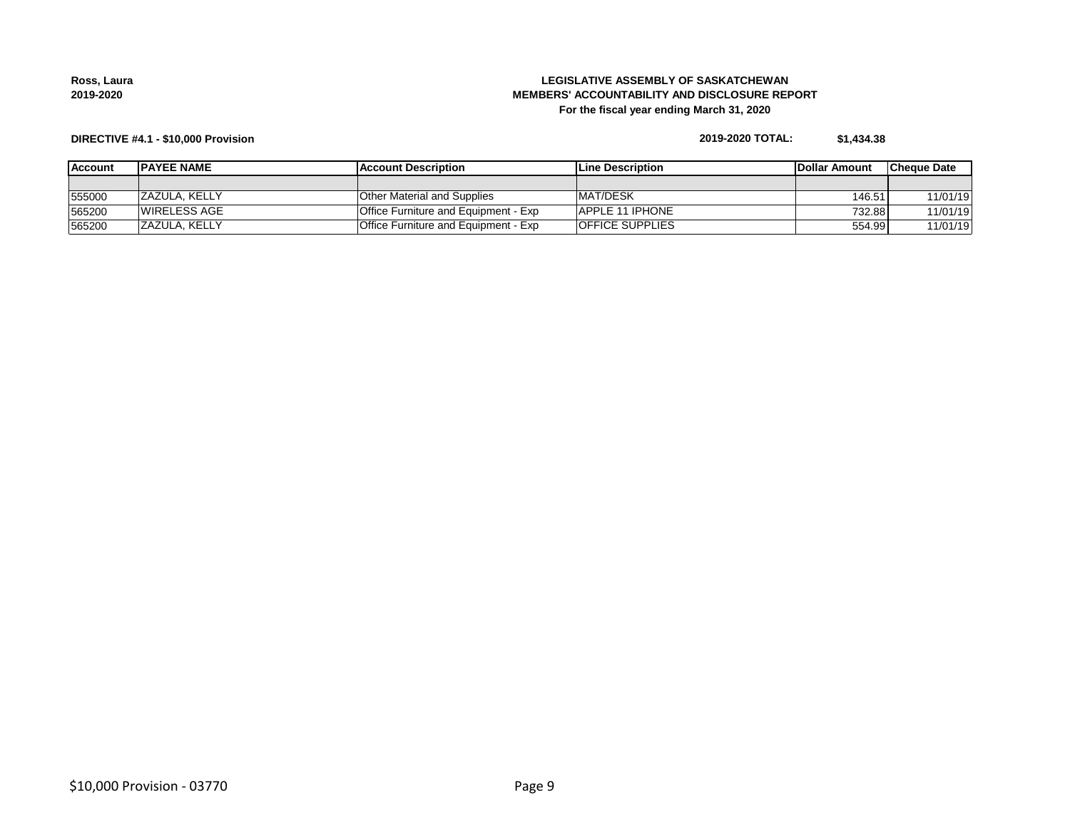**LEGISLATIVE ASSEMBLY OF SASKATCHEWAN**
**MEMBERS' ACCOUNTABILITY AND DISCLOSURE REPORT**
**For the fiscal year ending March 31, 2020**

**Ross, Laura**
**2019-2020**

**DIRECTIVE #4.1 - $10,000 Provision** **2019-2020 TOTAL: $1,434.38**

| Account | PAYEE NAME | Account Description | Line Description | Dollar Amount | Cheque Date |
|---|---|---|---|---|---|
| | | | | | |
| 555000 | ZAZULA, KELLY | Other Material and Supplies | MAT/DESK | 146.51 | 11/01/19 |
| 565200 | WIRELESS AGE | Office Furniture and Equipment - Exp | APPLE 11 IPHONE | 732.88 | 11/01/19 |
| 565200 | ZAZULA, KELLY | Office Furniture and Equipment - Exp | OFFICE SUPPLIES | 554.99 | 11/01/19 |

$10,000 Provision - 03770